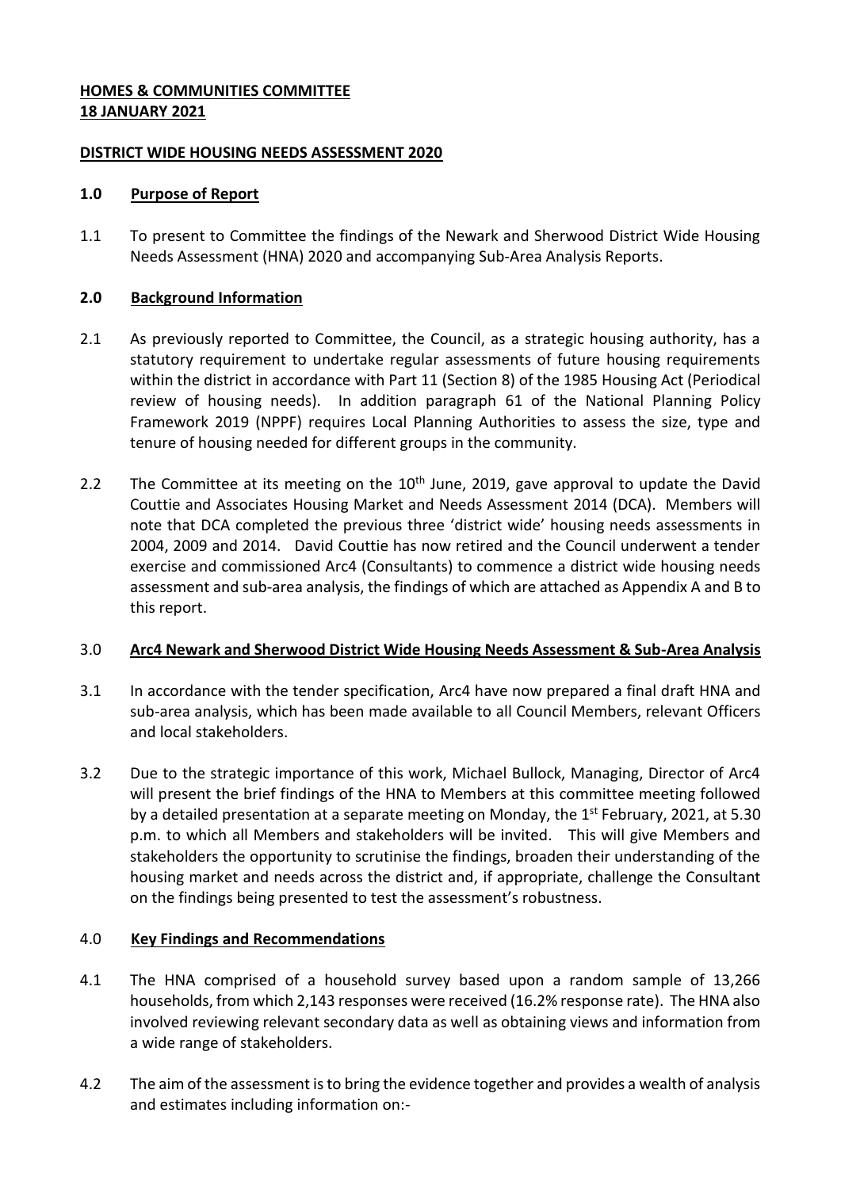**HOMES & COMMUNITIES COMMITTEE**
**18 JANUARY 2021**

**DISTRICT WIDE HOUSING NEEDS ASSESSMENT 2020**

## 1.0 Purpose of Report

1.1 To present to Committee the findings of the Newark and Sherwood District Wide Housing Needs Assessment (HNA) 2020 and accompanying Sub-Area Analysis Reports.

## 2.0 Background Information

2.1 As previously reported to Committee, the Council, as a strategic housing authority, has a statutory requirement to undertake regular assessments of future housing requirements within the district in accordance with Part 11 (Section 8) of the 1985 Housing Act (Periodical review of housing needs). In addition paragraph 61 of the National Planning Policy Framework 2019 (NPPF) requires Local Planning Authorities to assess the size, type and tenure of housing needed for different groups in the community.

2.2 The Committee at its meeting on the 10th June, 2019, gave approval to update the David Couttie and Associates Housing Market and Needs Assessment 2014 (DCA). Members will note that DCA completed the previous three 'district wide' housing needs assessments in 2004, 2009 and 2014. David Couttie has now retired and the Council underwent a tender exercise and commissioned Arc4 (Consultants) to commence a district wide housing needs assessment and sub-area analysis, the findings of which are attached as Appendix A and B to this report.

## 3.0 Arc4 Newark and Sherwood District Wide Housing Needs Assessment & Sub-Area Analysis

3.1 In accordance with the tender specification, Arc4 have now prepared a final draft HNA and sub-area analysis, which has been made available to all Council Members, relevant Officers and local stakeholders.

3.2 Due to the strategic importance of this work, Michael Bullock, Managing, Director of Arc4 will present the brief findings of the HNA to Members at this committee meeting followed by a detailed presentation at a separate meeting on Monday, the 1st February, 2021, at 5.30 p.m. to which all Members and stakeholders will be invited. This will give Members and stakeholders the opportunity to scrutinise the findings, broaden their understanding of the housing market and needs across the district and, if appropriate, challenge the Consultant on the findings being presented to test the assessment's robustness.

## 4.0 Key Findings and Recommendations

4.1 The HNA comprised of a household survey based upon a random sample of 13,266 households, from which 2,143 responses were received (16.2% response rate). The HNA also involved reviewing relevant secondary data as well as obtaining views and information from a wide range of stakeholders.

4.2 The aim of the assessment is to bring the evidence together and provides a wealth of analysis and estimates including information on:-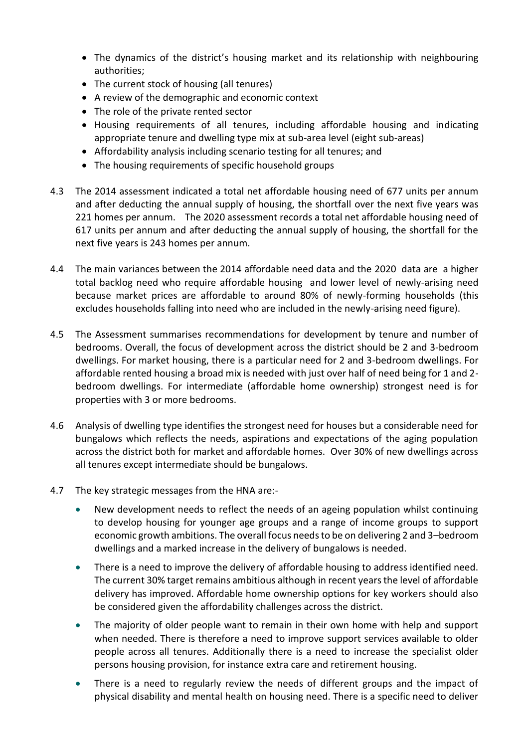- The dynamics of the district's housing market and its relationship with neighbouring authorities;
- The current stock of housing (all tenures)
- A review of the demographic and economic context
- The role of the private rented sector
- Housing requirements of all tenures, including affordable housing and indicating appropriate tenure and dwelling type mix at sub-area level (eight sub-areas)
- Affordability analysis including scenario testing for all tenures; and
- The housing requirements of specific household groups

4.3 The 2014 assessment indicated a total net affordable housing need of 677 units per annum and after deducting the annual supply of housing, the shortfall over the next five years was 221 homes per annum. The 2020 assessment records a total net affordable housing need of 617 units per annum and after deducting the annual supply of housing, the shortfall for the next five years is 243 homes per annum.

4.4 The main variances between the 2014 affordable need data and the 2020 data are a higher total backlog need who require affordable housing and lower level of newly-arising need because market prices are affordable to around 80% of newly-forming households (this excludes households falling into need who are included in the newly-arising need figure).

4.5 The Assessment summarises recommendations for development by tenure and number of bedrooms. Overall, the focus of development across the district should be 2 and 3-bedroom dwellings. For market housing, there is a particular need for 2 and 3-bedroom dwellings. For affordable rented housing a broad mix is needed with just over half of need being for 1 and 2-bedroom dwellings. For intermediate (affordable home ownership) strongest need is for properties with 3 or more bedrooms.

4.6 Analysis of dwelling type identifies the strongest need for houses but a considerable need for bungalows which reflects the needs, aspirations and expectations of the aging population across the district both for market and affordable homes. Over 30% of new dwellings across all tenures except intermediate should be bungalows.

4.7 The key strategic messages from the HNA are:-

- New development needs to reflect the needs of an ageing population whilst continuing to develop housing for younger age groups and a range of income groups to support economic growth ambitions. The overall focus needs to be on delivering 2 and 3–bedroom dwellings and a marked increase in the delivery of bungalows is needed.
- There is a need to improve the delivery of affordable housing to address identified need. The current 30% target remains ambitious although in recent years the level of affordable delivery has improved. Affordable home ownership options for key workers should also be considered given the affordability challenges across the district.
- The majority of older people want to remain in their own home with help and support when needed. There is therefore a need to improve support services available to older people across all tenures. Additionally there is a need to increase the specialist older persons housing provision, for instance extra care and retirement housing.
- There is a need to regularly review the needs of different groups and the impact of physical disability and mental health on housing need. There is a specific need to deliver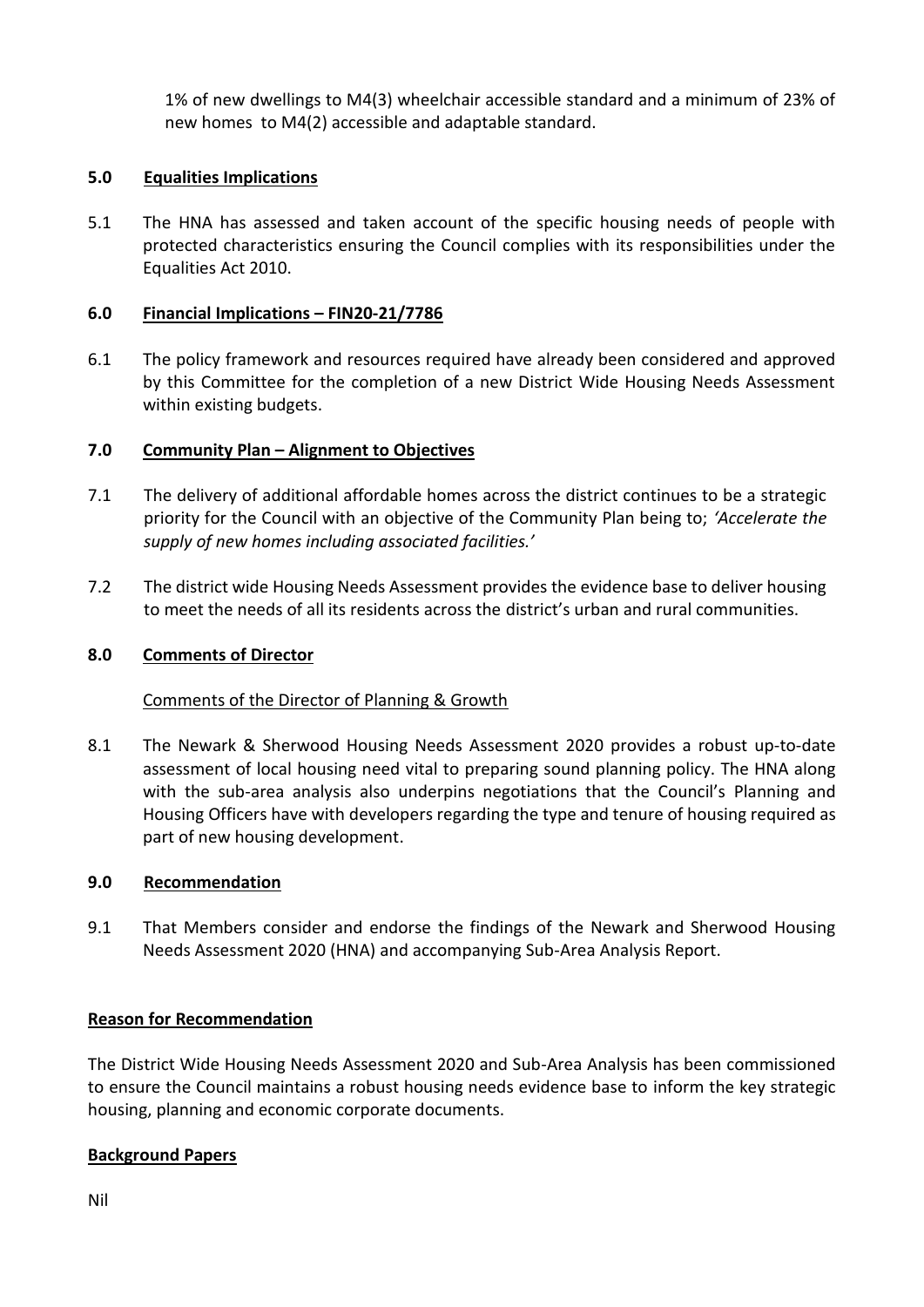1% of new dwellings to M4(3) wheelchair accessible standard and a minimum of 23% of new homes to M4(2) accessible and adaptable standard.

## 5.0 Equalities Implications

5.1 The HNA has assessed and taken account of the specific housing needs of people with protected characteristics ensuring the Council complies with its responsibilities under the Equalities Act 2010.

## 6.0 Financial Implications – FIN20-21/7786

6.1 The policy framework and resources required have already been considered and approved by this Committee for the completion of a new District Wide Housing Needs Assessment within existing budgets.

## 7.0 Community Plan – Alignment to Objectives

7.1 The delivery of additional affordable homes across the district continues to be a strategic priority for the Council with an objective of the Community Plan being to; *'Accelerate the supply of new homes including associated facilities.'*

7.2 The district wide Housing Needs Assessment provides the evidence base to deliver housing to meet the needs of all its residents across the district's urban and rural communities.

## 8.0 Comments of Director

Comments of the Director of Planning & Growth

8.1 The Newark & Sherwood Housing Needs Assessment 2020 provides a robust up-to-date assessment of local housing need vital to preparing sound planning policy. The HNA along with the sub-area analysis also underpins negotiations that the Council's Planning and Housing Officers have with developers regarding the type and tenure of housing required as part of new housing development.

## 9.0 Recommendation

9.1 That Members consider and endorse the findings of the Newark and Sherwood Housing Needs Assessment 2020 (HNA) and accompanying Sub-Area Analysis Report.

## Reason for Recommendation

The District Wide Housing Needs Assessment 2020 and Sub-Area Analysis has been commissioned to ensure the Council maintains a robust housing needs evidence base to inform the key strategic housing, planning and economic corporate documents.

## Background Papers

Nil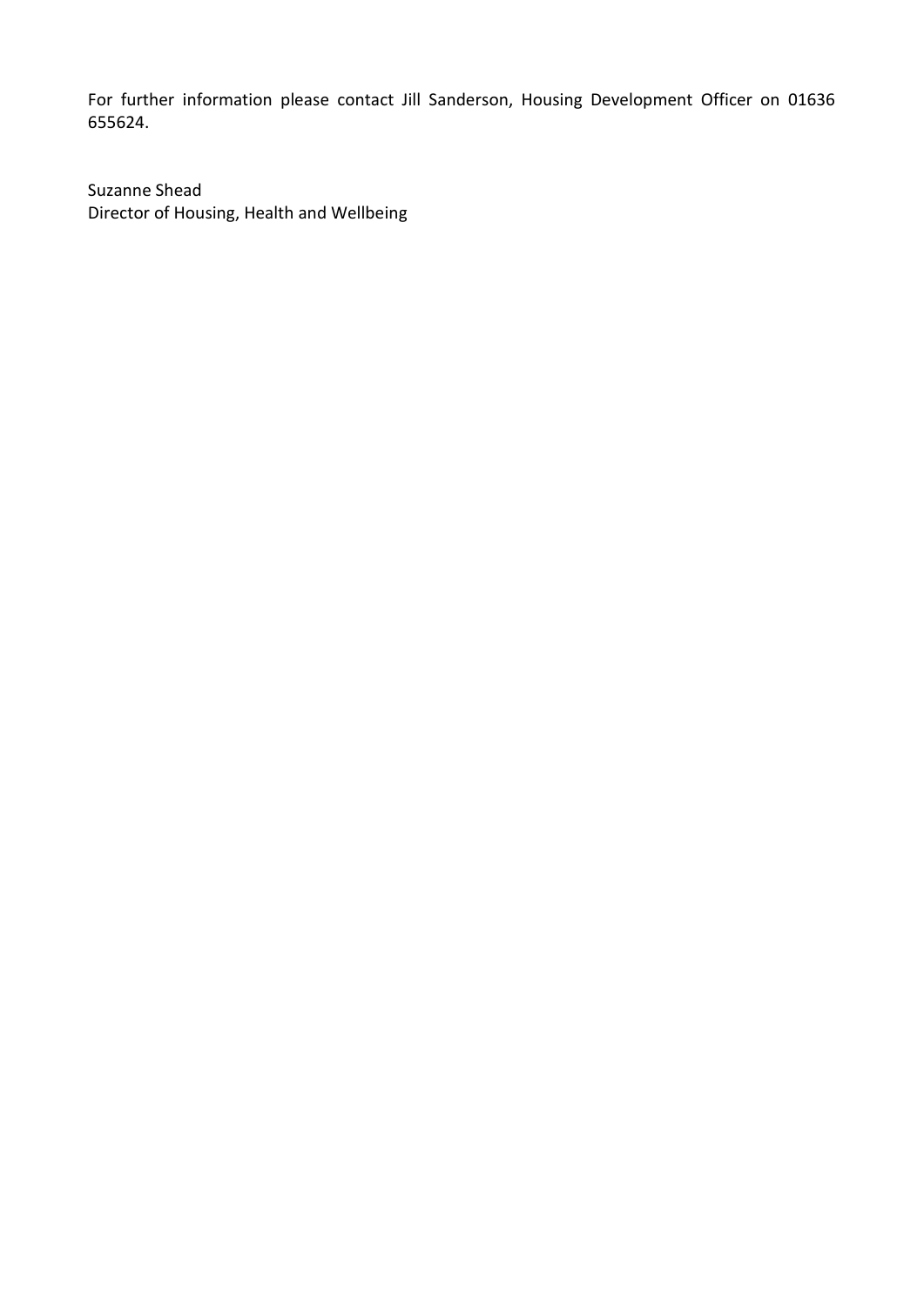For further information please contact Jill Sanderson, Housing Development Officer on 01636 655624.

Suzanne Shead
Director of Housing, Health and Wellbeing